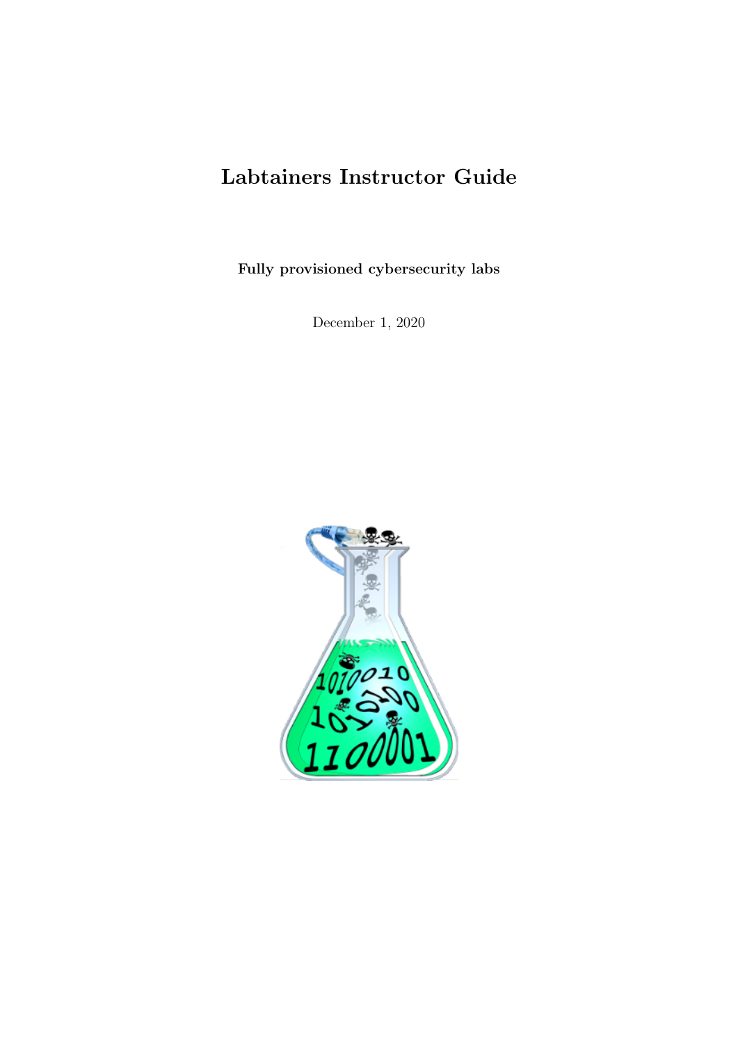# Labtainers Instructor Guide

**Fully provisioned cybersecurity labs**

December 1, 2020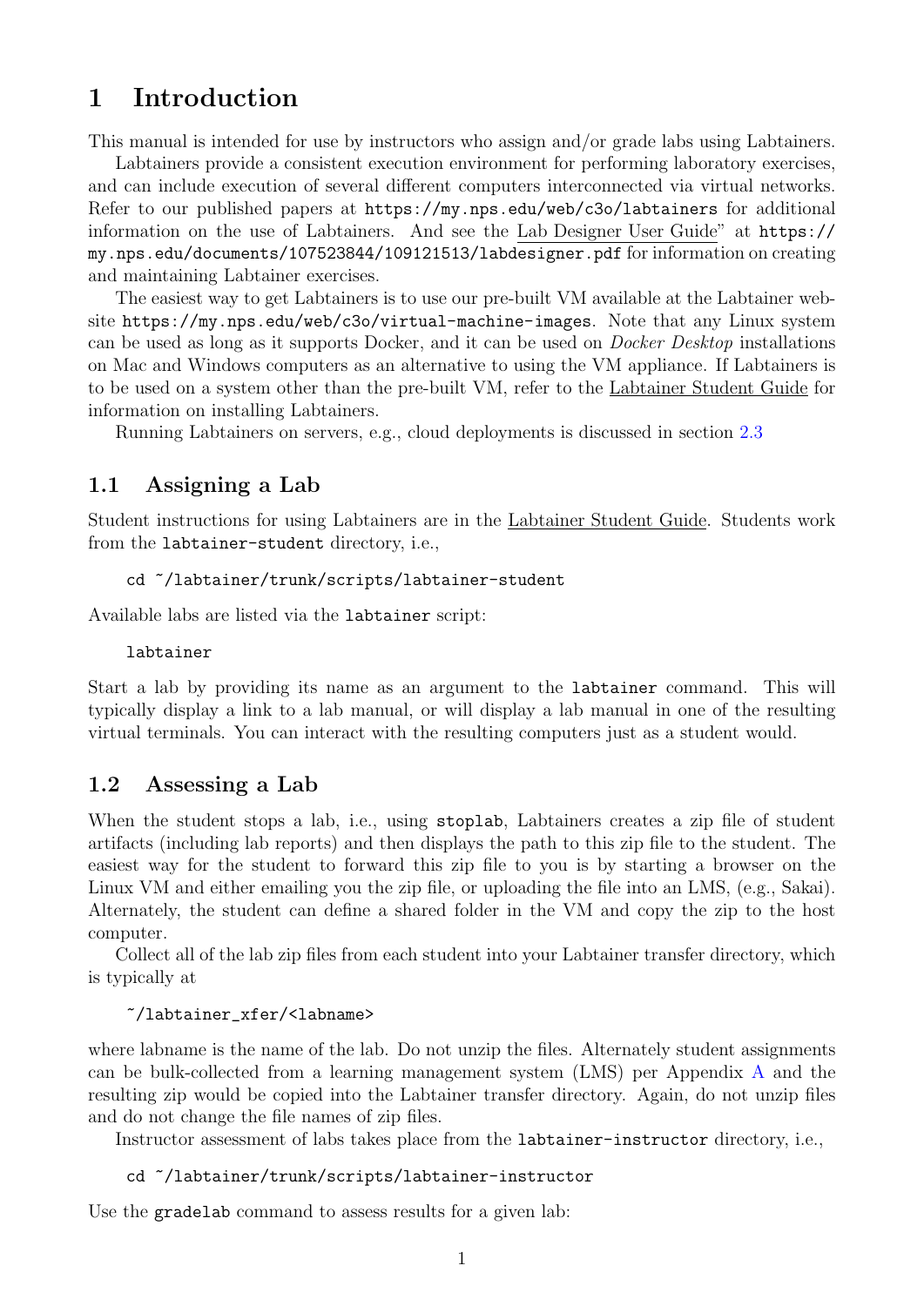# 1 Introduction

This manual is intended for use by instructors who assign and/or grade labs using Labtainers.

Labtainers provide a consistent execution environment for performing laboratory exercises, and can include execution of several different computers interconnected via virtual networks. Refer to our published papers at `https://my.nps.edu/web/c3o/labtainers` for additional information on the use of Labtainers. And see the Lab Designer User Guide" at `https://my.nps.edu/documents/107523844/109121513/labdesigner.pdf` for information on creating and maintaining Labtainer exercises.

The easiest way to get Labtainers is to use our pre-built VM available at the Labtainer website `https://my.nps.edu/web/c3o/virtual-machine-images`. Note that any Linux system can be used as long as it supports Docker, and it can be used on *Docker Desktop* installations on Mac and Windows computers as an alternative to using the VM appliance. If Labtainers is to be used on a system other than the pre-built VM, refer to the Labtainer Student Guide for information on installing Labtainers.

Running Labtainers on servers, e.g., cloud deployments is discussed in section 2.3

## 1.1 Assigning a Lab

Student instructions for using Labtainers are in the Labtainer Student Guide. Students work from the `labtainer-student` directory, i.e.,

```
cd ~/labtainer/trunk/scripts/labtainer-student
```

Available labs are listed via the `labtainer` script:

```
labtainer
```

Start a lab by providing its name as an argument to the `labtainer` command. This will typically display a link to a lab manual, or will display a lab manual in one of the resulting virtual terminals. You can interact with the resulting computers just as a student would.

## 1.2 Assessing a Lab

When the student stops a lab, i.e., using `stoplab`, Labtainers creates a zip file of student artifacts (including lab reports) and then displays the path to this zip file to the student. The easiest way for the student to forward this zip file to you is by starting a browser on the Linux VM and either emailing you the zip file, or uploading the file into an LMS, (e.g., Sakai). Alternately, the student can define a shared folder in the VM and copy the zip to the host computer.

Collect all of the lab zip files from each student into your Labtainer transfer directory, which is typically at

```
~/labtainer_xfer/<labname>
```

where labname is the name of the lab. Do not unzip the files. Alternately student assignments can be bulk-collected from a learning management system (LMS) per Appendix A and the resulting zip would be copied into the Labtainer transfer directory. Again, do not unzip files and do not change the file names of zip files.

Instructor assessment of labs takes place from the `labtainer-instructor` directory, i.e.,

```
cd ~/labtainer/trunk/scripts/labtainer-instructor
```

Use the `gradelab` command to assess results for a given lab: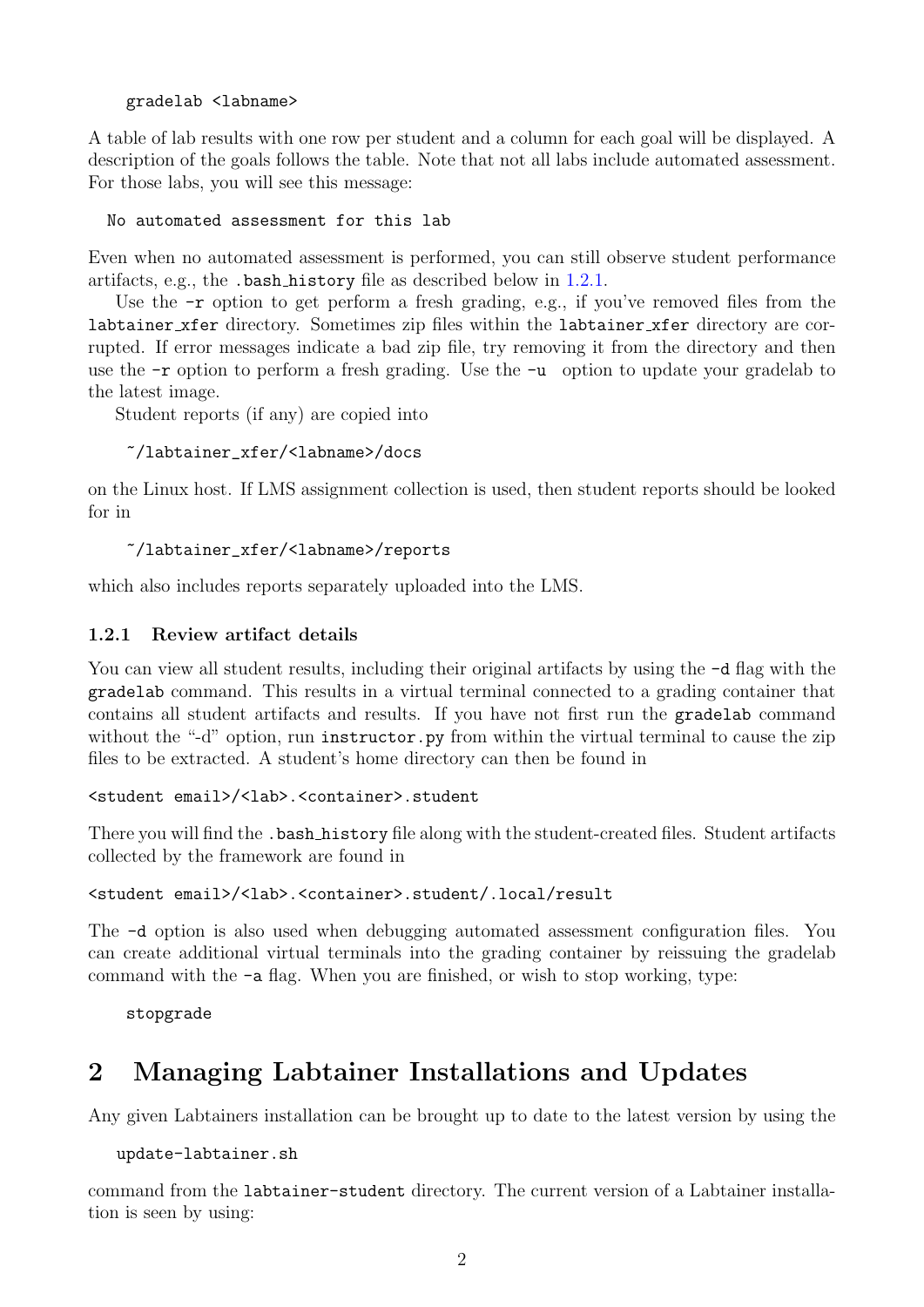```
gradelab <labname>
```

A table of lab results with one row per student and a column for each goal will be displayed. A description of the goals follows the table. Note that not all labs include automated assessment. For those labs, you will see this message:

```
No automated assessment for this lab
```

Even when no automated assessment is performed, you can still observe student performance artifacts, e.g., the `.bash_history` file as described below in 1.2.1.

Use the `-r` option to get perform a fresh grading, e.g., if you've removed files from the `labtainer_xfer` directory. Sometimes zip files within the `labtainer_xfer` directory are corrupted. If error messages indicate a bad zip file, try removing it from the directory and then use the `-r` option to perform a fresh grading. Use the `-u` option to update your gradelab to the latest image.

Student reports (if any) are copied into

```
~/labtainer_xfer/<labname>/docs
```

on the Linux host. If LMS assignment collection is used, then student reports should be looked for in

```
~/labtainer_xfer/<labname>/reports
```

which also includes reports separately uploaded into the LMS.

### 1.2.1 Review artifact details

You can view all student results, including their original artifacts by using the `-d` flag with the `gradelab` command. This results in a virtual terminal connected to a grading container that contains all student artifacts and results. If you have not first run the `gradelab` command without the "-d" option, run `instructor.py` from within the virtual terminal to cause the zip files to be extracted. A student's home directory can then be found in

```
<student email>/<lab>.<container>.student
```

There you will find the `.bash_history` file along with the student-created files. Student artifacts collected by the framework are found in

```
<student email>/<lab>.<container>.student/.local/result
```

The `-d` option is also used when debugging automated assessment configuration files. You can create additional virtual terminals into the grading container by reissuing the gradelab command with the `-a` flag. When you are finished, or wish to stop working, type:

```
stopgrade
```

# 2 Managing Labtainer Installations and Updates

Any given Labtainers installation can be brought up to date to the latest version by using the

```
update-labtainer.sh
```

command from the `labtainer-student` directory. The current version of a Labtainer installation is seen by using: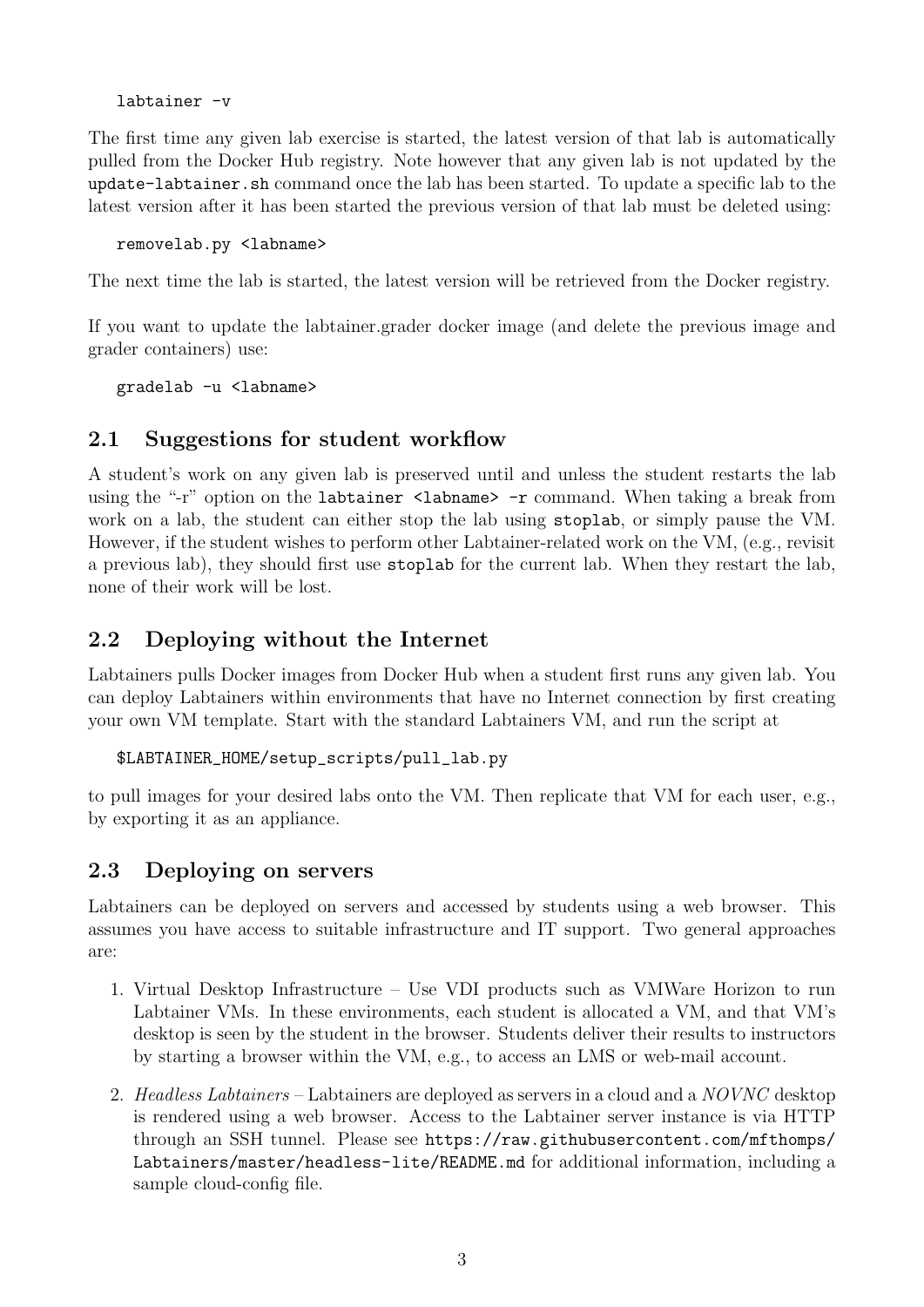```
labtainer -v
```

The first time any given lab exercise is started, the latest version of that lab is automatically pulled from the Docker Hub registry. Note however that any given lab is not updated by the `update-labtainer.sh` command once the lab has been started. To update a specific lab to the latest version after it has been started the previous version of that lab must be deleted using:

```
removelab.py <labname>
```

The next time the lab is started, the latest version will be retrieved from the Docker registry.

If you want to update the labtainer.grader docker image (and delete the previous image and grader containers) use:

```
gradelab -u <labname>
```

## 2.1 Suggestions for student workflow

A student's work on any given lab is preserved until and unless the student restarts the lab using the "-r" option on the `labtainer <labname> -r` command. When taking a break from work on a lab, the student can either stop the lab using `stoplab`, or simply pause the VM. However, if the student wishes to perform other Labtainer-related work on the VM, (e.g., revisit a previous lab), they should first use `stoplab` for the current lab. When they restart the lab, none of their work will be lost.

## 2.2 Deploying without the Internet

Labtainers pulls Docker images from Docker Hub when a student first runs any given lab. You can deploy Labtainers within environments that have no Internet connection by first creating your own VM template. Start with the standard Labtainers VM, and run the script at

```
$LABTAINER_HOME/setup_scripts/pull_lab.py
```

to pull images for your desired labs onto the VM. Then replicate that VM for each user, e.g., by exporting it as an appliance.

## 2.3 Deploying on servers

Labtainers can be deployed on servers and accessed by students using a web browser. This assumes you have access to suitable infrastructure and IT support. Two general approaches are:

1. Virtual Desktop Infrastructure – Use VDI products such as VMWare Horizon to run Labtainer VMs. In these environments, each student is allocated a VM, and that VM's desktop is seen by the student in the browser. Students deliver their results to instructors by starting a browser within the VM, e.g., to access an LMS or web-mail account.
2. *Headless Labtainers* – Labtainers are deployed as servers in a cloud and a *NOVNC* desktop is rendered using a web browser. Access to the Labtainer server instance is via HTTP through an SSH tunnel. Please see `https://raw.githubusercontent.com/mfthomps/Labtainers/master/headless-lite/README.md` for additional information, including a sample cloud-config file.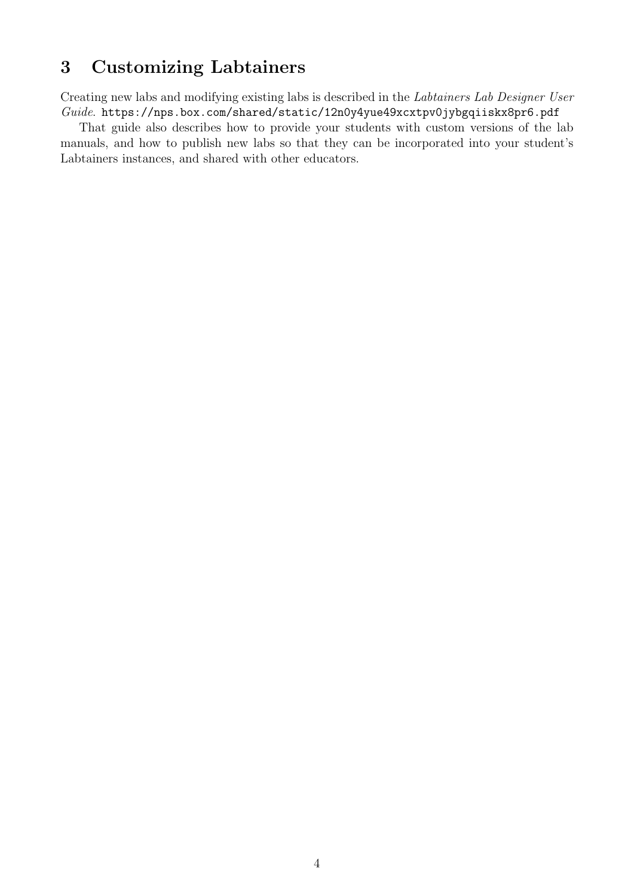## 3 Customizing Labtainers

Creating new labs and modifying existing labs is described in the *Labtainers Lab Designer User Guide*. `https://nps.box.com/shared/static/12n0y4yue49xcxtpv0jybgqiiskx8pr6.pdf`

That guide also describes how to provide your students with custom versions of the lab manuals, and how to publish new labs so that they can be incorporated into your student's Labtainers instances, and shared with other educators.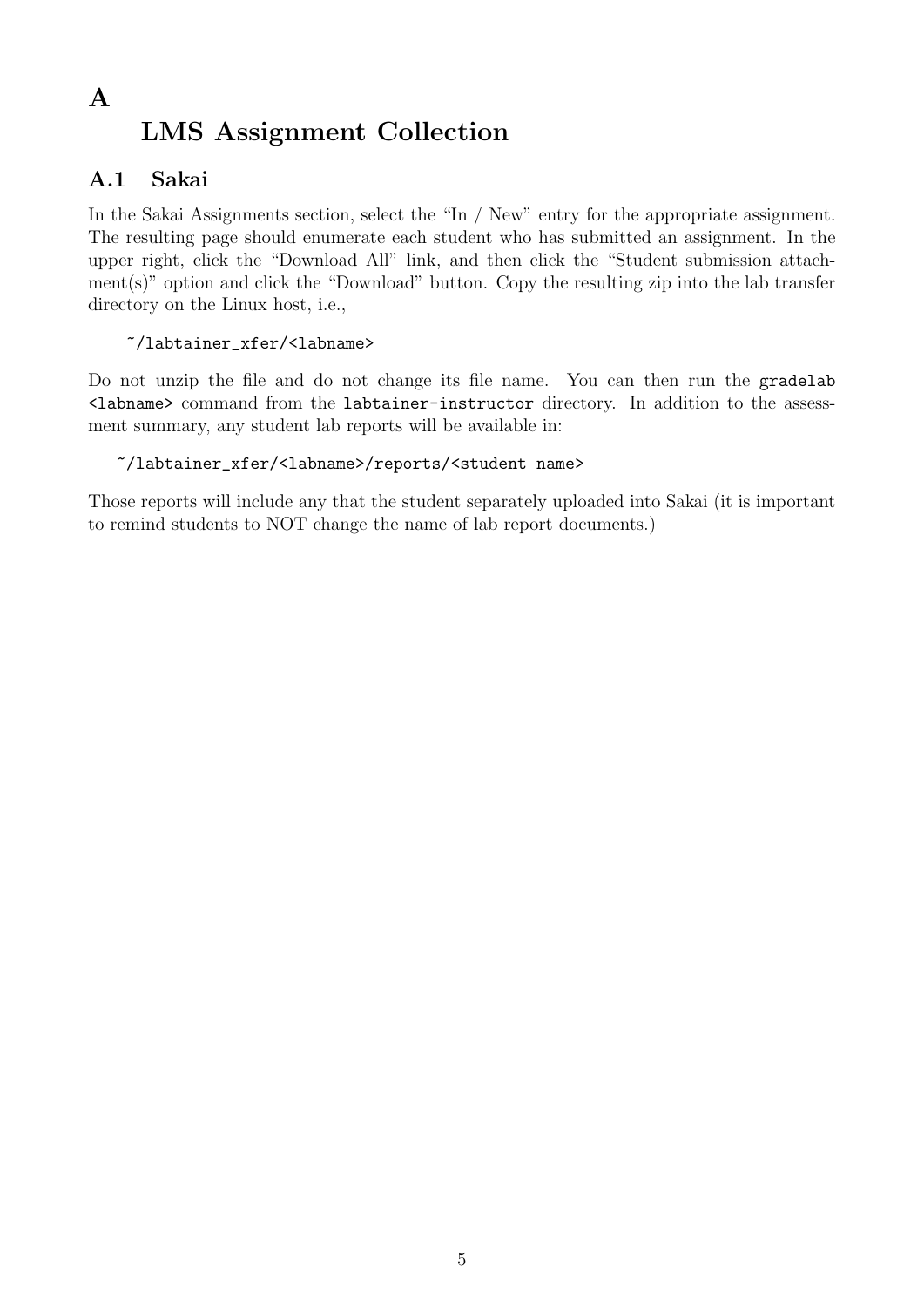# A LMS Assignment Collection

## A.1 Sakai

In the Sakai Assignments section, select the "In / New" entry for the appropriate assignment. The resulting page should enumerate each student who has submitted an assignment. In the upper right, click the "Download All" link, and then click the "Student submission attachment(s)" option and click the "Download" button. Copy the resulting zip into the lab transfer directory on the Linux host, i.e.,

```
~/labtainer_xfer/<labname>
```

Do not unzip the file and do not change its file name. You can then run the `gradelab <labname>` command from the `labtainer-instructor` directory. In addition to the assessment summary, any student lab reports will be available in:

```
~/labtainer_xfer/<labname>/reports/<student name>
```

Those reports will include any that the student separately uploaded into Sakai (it is important to remind students to NOT change the name of lab report documents.)